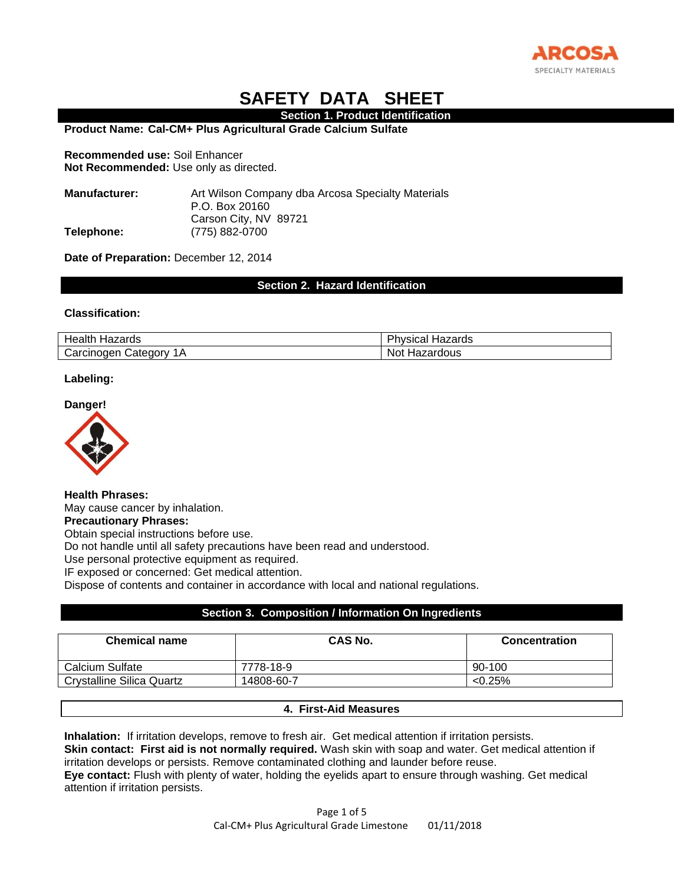ARCOSA
SPECIALTY MATERIALS

# SAFETY DATA SHEET

## Section 1. Product Identification

**Product Name: Cal-CM+ Plus Agricultural Grade Calcium Sulfate**

**Recommended use:** Soil Enhancer
**Not Recommended:** Use only as directed.

**Manufacturer:** Art Wilson Company dba Arcosa Specialty Materials
P.O. Box 20160
Carson City, NV 89721
**Telephone:** (775) 882-0700

**Date of Preparation:** December 12, 2014

## Section 2. Hazard Identification

**Classification:**

| Health Hazards | Physical Hazards |
|---|---|
| Carcinogen Category 1A | Not Hazardous |

**Labeling:**

**Danger!**

**Health Phrases:**
May cause cancer by inhalation.
**Precautionary Phrases:**
Obtain special instructions before use.
Do not handle until all safety precautions have been read and understood.
Use personal protective equipment as required.
IF exposed or concerned: Get medical attention.
Dispose of contents and container in accordance with local and national regulations.

## Section 3. Composition / Information On Ingredients

| Chemical name | CAS No. | Concentration |
|---|---|---|
| Calcium Sulfate | 7778-18-9 | 90-100 |
| Crystalline Silica Quartz | 14808-60-7 | <0.25% |

## 4. First-Aid Measures

**Inhalation:** If irritation develops, remove to fresh air. Get medical attention if irritation persists.
**Skin contact: First aid is not normally required.** Wash skin with soap and water. Get medical attention if irritation develops or persists. Remove contaminated clothing and launder before reuse.
**Eye contact:** Flush with plenty of water, holding the eyelids apart to ensure through washing. Get medical attention if irritation persists.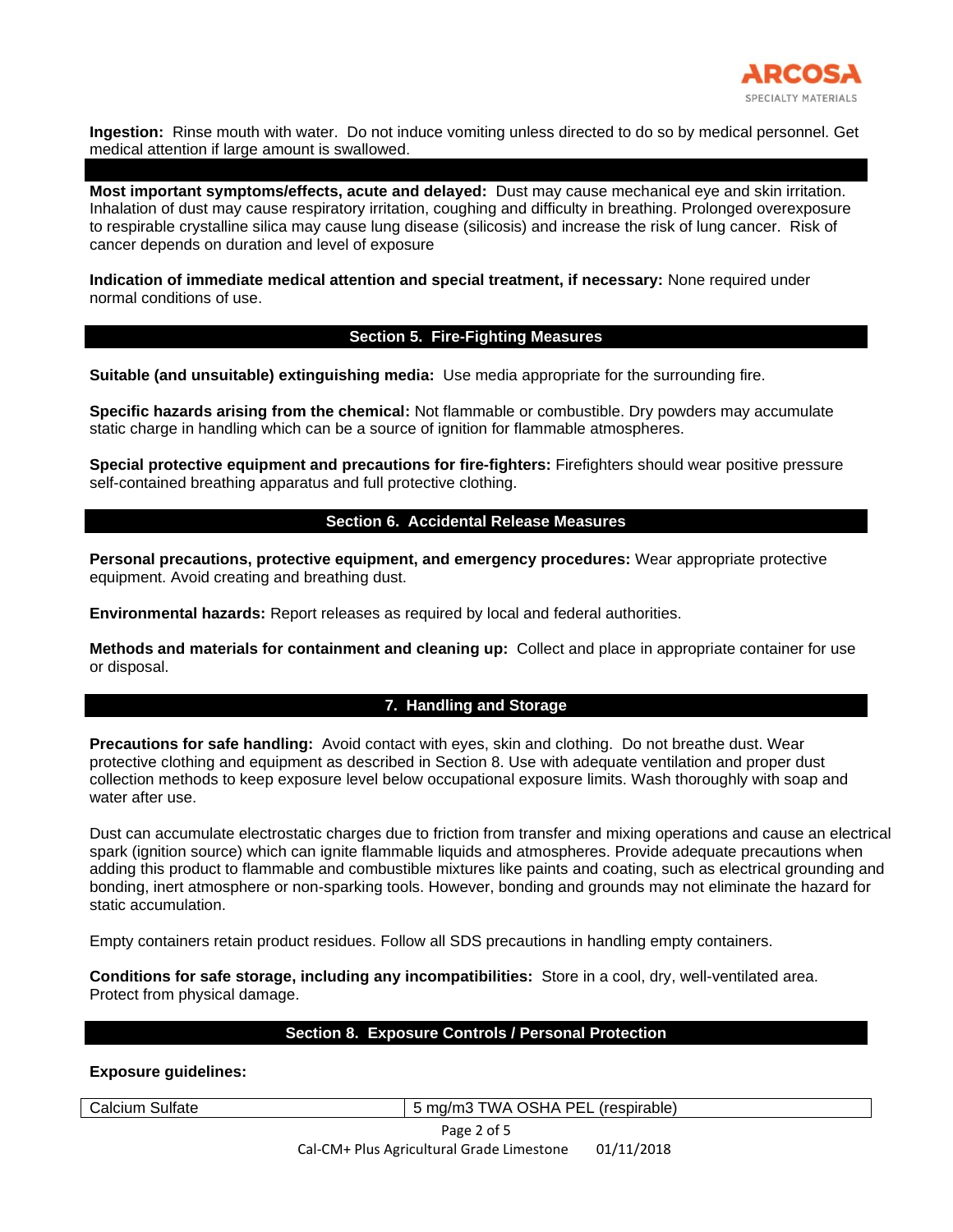**Ingestion:** Rinse mouth with water. Do not induce vomiting unless directed to do so by medical personnel. Get medical attention if large amount is swallowed.

**Most important symptoms/effects, acute and delayed:** Dust may cause mechanical eye and skin irritation. Inhalation of dust may cause respiratory irritation, coughing and difficulty in breathing. Prolonged overexposure to respirable crystalline silica may cause lung disease (silicosis) and increase the risk of lung cancer. Risk of cancer depends on duration and level of exposure

**Indication of immediate medical attention and special treatment, if necessary:** None required under normal conditions of use.

## Section 5. Fire-Fighting Measures

**Suitable (and unsuitable) extinguishing media:** Use media appropriate for the surrounding fire.

**Specific hazards arising from the chemical:** Not flammable or combustible. Dry powders may accumulate static charge in handling which can be a source of ignition for flammable atmospheres.

**Special protective equipment and precautions for fire-fighters:** Firefighters should wear positive pressure self-contained breathing apparatus and full protective clothing.

## Section 6. Accidental Release Measures

**Personal precautions, protective equipment, and emergency procedures:** Wear appropriate protective equipment. Avoid creating and breathing dust.

**Environmental hazards:** Report releases as required by local and federal authorities.

**Methods and materials for containment and cleaning up:** Collect and place in appropriate container for use or disposal.

## 7. Handling and Storage

**Precautions for safe handling:** Avoid contact with eyes, skin and clothing. Do not breathe dust. Wear protective clothing and equipment as described in Section 8. Use with adequate ventilation and proper dust collection methods to keep exposure level below occupational exposure limits. Wash thoroughly with soap and water after use.

Dust can accumulate electrostatic charges due to friction from transfer and mixing operations and cause an electrical spark (ignition source) which can ignite flammable liquids and atmospheres. Provide adequate precautions when adding this product to flammable and combustible mixtures like paints and coating, such as electrical grounding and bonding, inert atmosphere or non-sparking tools. However, bonding and grounds may not eliminate the hazard for static accumulation.

Empty containers retain product residues. Follow all SDS precautions in handling empty containers.

**Conditions for safe storage, including any incompatibilities:** Store in a cool, dry, well-ventilated area. Protect from physical damage.

## Section 8. Exposure Controls / Personal Protection

**Exposure guidelines:**

| | |
|---|---|
| Calcium Sulfate | 5 mg/m3 TWA OSHA PEL (respirable) |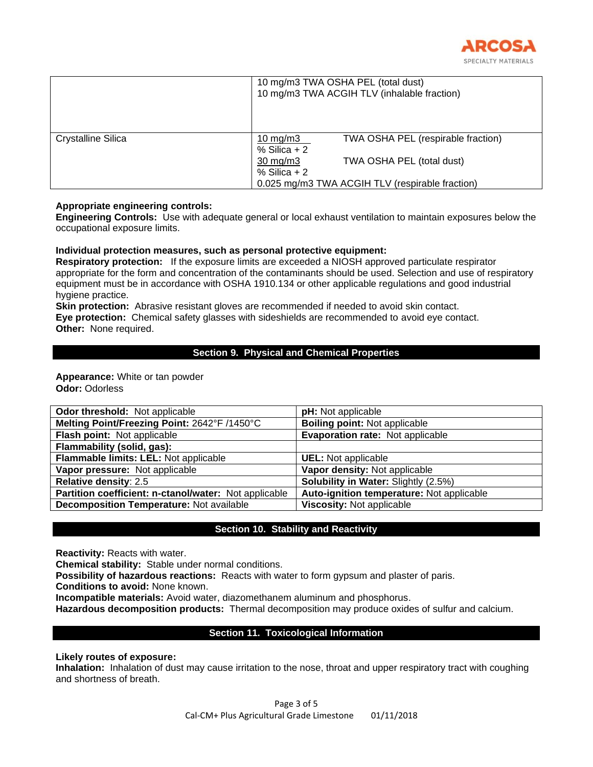| | |
|---|---|
| | 10 mg/m3 TWA OSHA PEL (total dust)<br>10 mg/m3 TWA ACGIH TLV (inhalable fraction) |
| Crystalline Silica | $\frac{10\ mg/m3}{\%\ Silica + 2}$ TWA OSHA PEL (respirable fraction)<br>$\frac{30\ mg/m3}{\%\ Silica + 2}$ TWA OSHA PEL (total dust)<br>0.025 mg/m3 TWA ACGIH TLV (respirable fraction) |

**Appropriate engineering controls:**
**Engineering Controls:** Use with adequate general or local exhaust ventilation to maintain exposures below the occupational exposure limits.

**Individual protection measures, such as personal protective equipment:**
**Respiratory protection:** If the exposure limits are exceeded a NIOSH approved particulate respirator appropriate for the form and concentration of the contaminants should be used. Selection and use of respiratory equipment must be in accordance with OSHA 1910.134 or other applicable regulations and good industrial hygiene practice.
**Skin protection:** Abrasive resistant gloves are recommended if needed to avoid skin contact.
**Eye protection:** Chemical safety glasses with sideshields are recommended to avoid eye contact.
**Other:** None required.

## Section 9. Physical and Chemical Properties

**Appearance:** White or tan powder
**Odor:** Odorless

| | |
|---|---|
| **Odor threshold:** Not applicable | **pH:** Not applicable |
| **Melting Point/Freezing Point:** 2642°F /1450°C | **Boiling point:** Not applicable |
| **Flash point:** Not applicable | **Evaporation rate:** Not applicable |
| **Flammability (solid, gas):** | |
| **Flammable limits: LEL:** Not applicable | **UEL:** Not applicable |
| **Vapor pressure:** Not applicable | **Vapor density:** Not applicable |
| **Relative density**: 2.5 | **Solubility in Water:** Slightly (2.5%) |
| **Partition coefficient: n-ctanol/water:** Not applicable | **Auto-ignition temperature:** Not applicable |
| **Decomposition Temperature:** Not available | **Viscosity:** Not applicable |

## Section 10. Stability and Reactivity

**Reactivity:** Reacts with water.
**Chemical stability:** Stable under normal conditions.
**Possibility of hazardous reactions:** Reacts with water to form gypsum and plaster of paris.
**Conditions to avoid:** None known.
**Incompatible materials:** Avoid water, diazomethanem aluminum and phosphorus.
**Hazardous decomposition products:** Thermal decomposition may produce oxides of sulfur and calcium.

## Section 11. Toxicological Information

**Likely routes of exposure:**
**Inhalation:** Inhalation of dust may cause irritation to the nose, throat and upper respiratory tract with coughing and shortness of breath.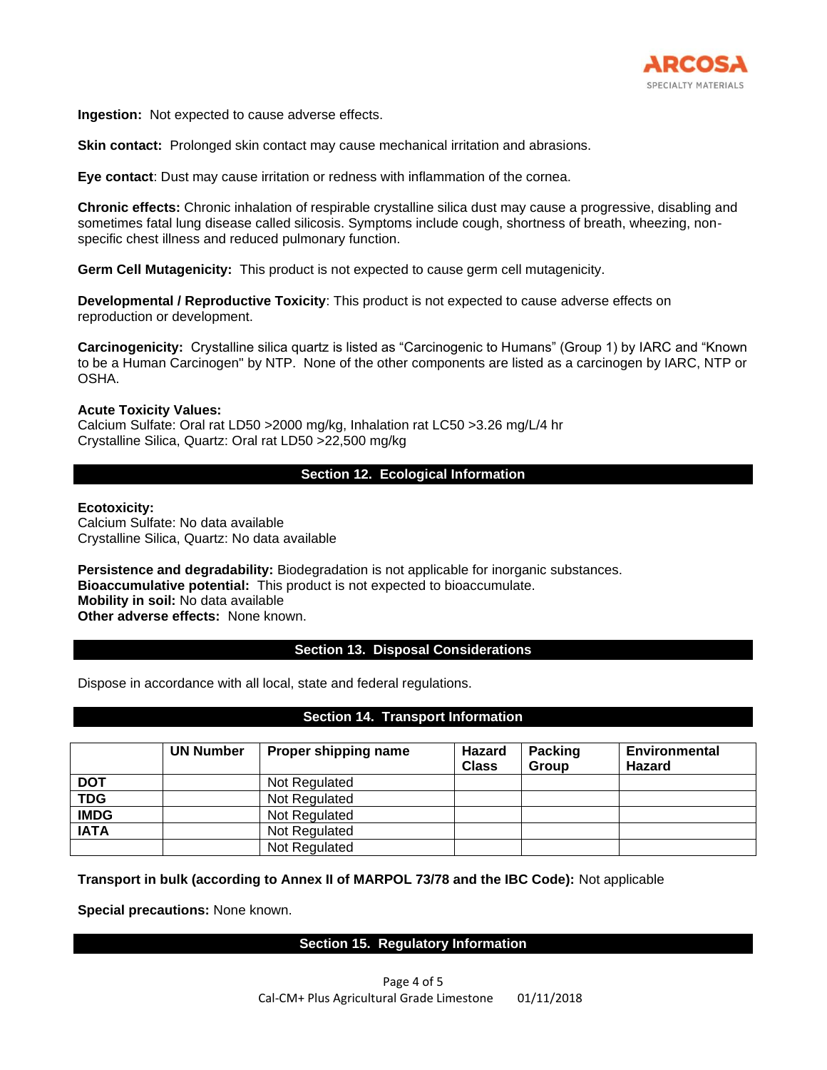**Ingestion:** Not expected to cause adverse effects.

**Skin contact:** Prolonged skin contact may cause mechanical irritation and abrasions.

**Eye contact**: Dust may cause irritation or redness with inflammation of the cornea.

**Chronic effects:** Chronic inhalation of respirable crystalline silica dust may cause a progressive, disabling and sometimes fatal lung disease called silicosis. Symptoms include cough, shortness of breath, wheezing, non-specific chest illness and reduced pulmonary function.

**Germ Cell Mutagenicity:** This product is not expected to cause germ cell mutagenicity.

**Developmental / Reproductive Toxicity**: This product is not expected to cause adverse effects on reproduction or development.

**Carcinogenicity:** Crystalline silica quartz is listed as "Carcinogenic to Humans" (Group 1) by IARC and "Known to be a Human Carcinogen" by NTP. None of the other components are listed as a carcinogen by IARC, NTP or OSHA.

**Acute Toxicity Values:**
Calcium Sulfate: Oral rat LD50 >2000 mg/kg, Inhalation rat LC50 >3.26 mg/L/4 hr
Crystalline Silica, Quartz: Oral rat LD50 >22,500 mg/kg

## Section 12. Ecological Information

**Ecotoxicity:**
Calcium Sulfate: No data available
Crystalline Silica, Quartz: No data available

**Persistence and degradability:** Biodegradation is not applicable for inorganic substances.
**Bioaccumulative potential:** This product is not expected to bioaccumulate.
**Mobility in soil:** No data available
**Other adverse effects:** None known.

## Section 13. Disposal Considerations

Dispose in accordance with all local, state and federal regulations.

## Section 14. Transport Information

| | UN Number | Proper shipping name | Hazard Class | Packing Group | Environmental Hazard |
|---|---|---|---|---|---|
| **DOT** | | Not Regulated | | | |
| **TDG** | | Not Regulated | | | |
| **IMDG** | | Not Regulated | | | |
| **IATA** | | Not Regulated | | | |
| | | Not Regulated | | | |

**Transport in bulk (according to Annex II of MARPOL 73/78 and the IBC Code):** Not applicable

**Special precautions:** None known.

## Section 15. Regulatory Information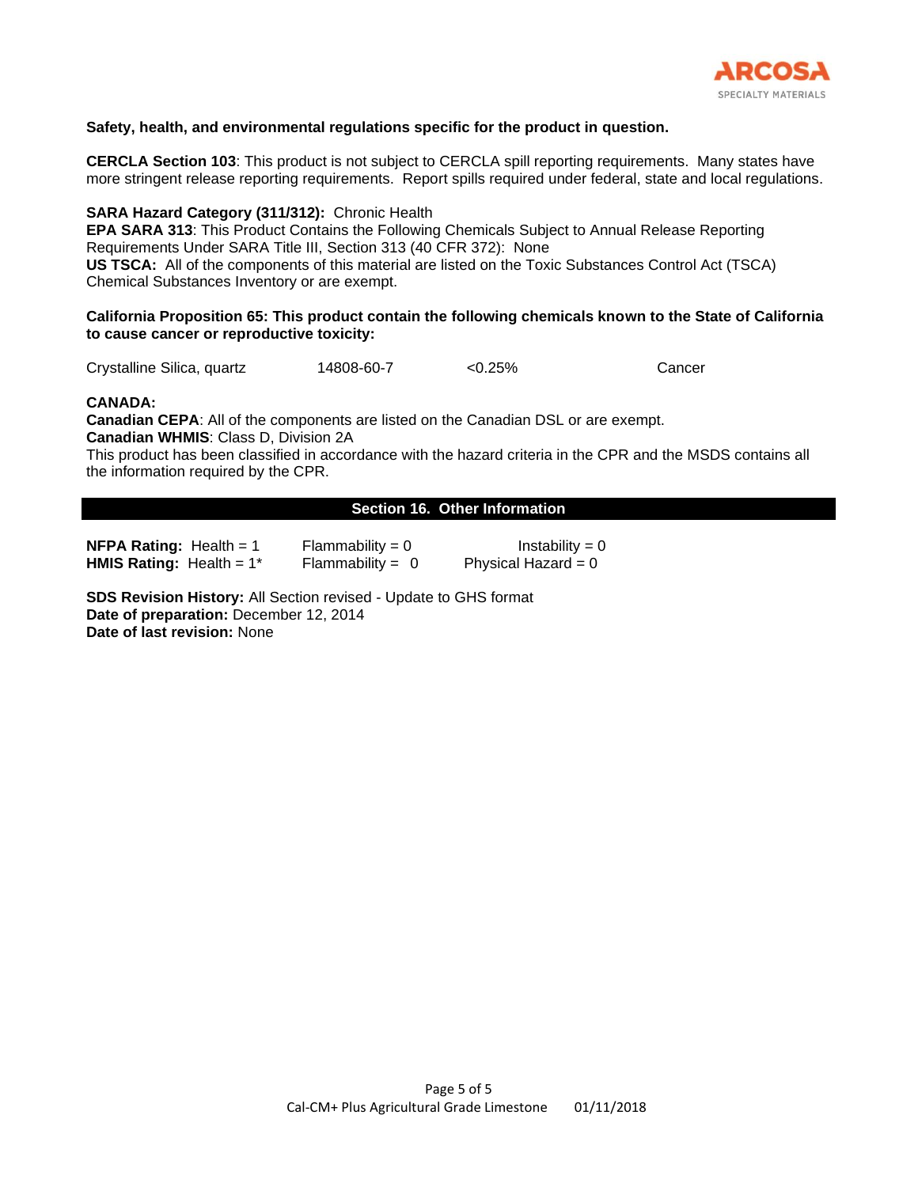**Safety, health, and environmental regulations specific for the product in question.**

**CERCLA Section 103**: This product is not subject to CERCLA spill reporting requirements. Many states have more stringent release reporting requirements. Report spills required under federal, state and local regulations.

**SARA Hazard Category (311/312):** Chronic Health
**EPA SARA 313**: This Product Contains the Following Chemicals Subject to Annual Release Reporting Requirements Under SARA Title III, Section 313 (40 CFR 372): None
**US TSCA:** All of the components of this material are listed on the Toxic Substances Control Act (TSCA) Chemical Substances Inventory or are exempt.

**California Proposition 65: This product contain the following chemicals known to the State of California to cause cancer or reproductive toxicity:**

| | | | |
|---|---|---|---|
| Crystalline Silica, quartz | 14808-60-7 | <0.25% | Cancer |

**CANADA:**
**Canadian CEPA**: All of the components are listed on the Canadian DSL or are exempt.
**Canadian WHMIS**: Class D, Division 2A
This product has been classified in accordance with the hazard criteria in the CPR and the MSDS contains all the information required by the CPR.

## Section 16. Other Information

| | | |
|---|---|---|
| **NFPA Rating:** Health = 1 | Flammability = 0 | Instability = 0 |
| **HMIS Rating:** Health = 1* | Flammability = 0 | Physical Hazard = 0 |

**SDS Revision History:** All Section revised - Update to GHS format
**Date of preparation:** December 12, 2014
**Date of last revision:** None